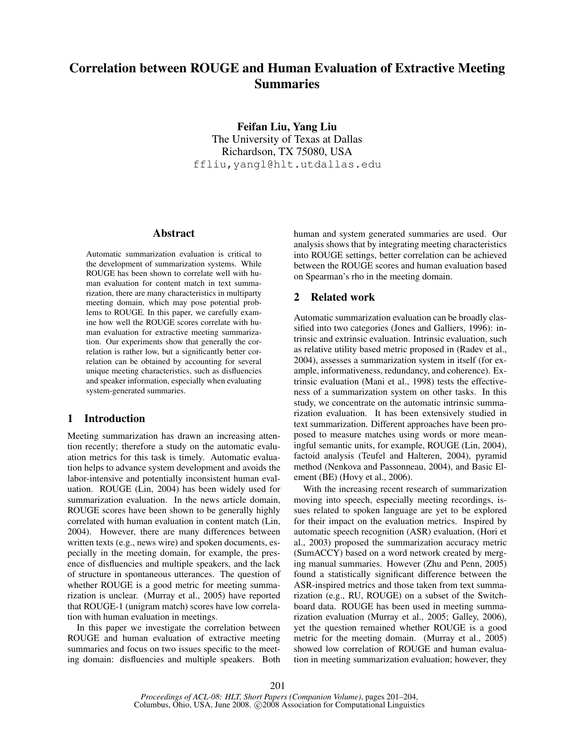# Correlation between ROUGE and Human Evaluation of Extractive Meeting Summaries

**Feifan Liu, Yang Liu**
The University of Texas at Dallas
Richardson, TX 75080, USA
`ffliu,yangl@hlt.utdallas.edu`

## Abstract

Automatic summarization evaluation is critical to the development of summarization systems. While ROUGE has been shown to correlate well with human evaluation for content match in text summarization, there are many characteristics in multiparty meeting domain, which may pose potential problems to ROUGE. In this paper, we carefully examine how well the ROUGE scores correlate with human evaluation for extractive meeting summarization. Our experiments show that generally the correlation is rather low, but a significantly better correlation can be obtained by accounting for several unique meeting characteristics, such as disfluencies and speaker information, especially when evaluating system-generated summaries.

## 1 Introduction

Meeting summarization has drawn an increasing attention recently; therefore a study on the automatic evaluation metrics for this task is timely. Automatic evaluation helps to advance system development and avoids the labor-intensive and potentially inconsistent human evaluation. ROUGE (Lin, 2004) has been widely used for summarization evaluation. In the news article domain, ROUGE scores have been shown to be generally highly correlated with human evaluation in content match (Lin, 2004). However, there are many differences between written texts (e.g., news wire) and spoken documents, especially in the meeting domain, for example, the presence of disfluencies and multiple speakers, and the lack of structure in spontaneous utterances. The question of whether ROUGE is a good metric for meeting summarization is unclear. (Murray et al., 2005) have reported that ROUGE-1 (unigram match) scores have low correlation with human evaluation in meetings.

In this paper we investigate the correlation between ROUGE and human evaluation of extractive meeting summaries and focus on two issues specific to the meeting domain: disfluencies and multiple speakers. Both human and system generated summaries are used. Our analysis shows that by integrating meeting characteristics into ROUGE settings, better correlation can be achieved between the ROUGE scores and human evaluation based on Spearman's rho in the meeting domain.

## 2 Related work

Automatic summarization evaluation can be broadly classified into two categories (Jones and Galliers, 1996): intrinsic and extrinsic evaluation. Intrinsic evaluation, such as relative utility based metric proposed in (Radev et al., 2004), assesses a summarization system in itself (for example, informativeness, redundancy, and coherence). Extrinsic evaluation (Mani et al., 1998) tests the effectiveness of a summarization system on other tasks. In this study, we concentrate on the automatic intrinsic summarization evaluation. It has been extensively studied in text summarization. Different approaches have been proposed to measure matches using words or more meaningful semantic units, for example, ROUGE (Lin, 2004), factoid analysis (Teufel and Halteren, 2004), pyramid method (Nenkova and Passonneau, 2004), and Basic Element (BE) (Hovy et al., 2006).

With the increasing recent research of summarization moving into speech, especially meeting recordings, issues related to spoken language are yet to be explored for their impact on the evaluation metrics. Inspired by automatic speech recognition (ASR) evaluation, (Hori et al., 2003) proposed the summarization accuracy metric (SumACCY) based on a word network created by merging manual summaries. However (Zhu and Penn, 2005) found a statistically significant difference between the ASR-inspired metrics and those taken from text summarization (e.g., RU, ROUGE) on a subset of the Switchboard data. ROUGE has been used in meeting summarization evaluation (Murray et al., 2005; Galley, 2006), yet the question remained whether ROUGE is a good metric for the meeting domain. (Murray et al., 2005) showed low correlation of ROUGE and human evaluation in meeting summarization evaluation; however, they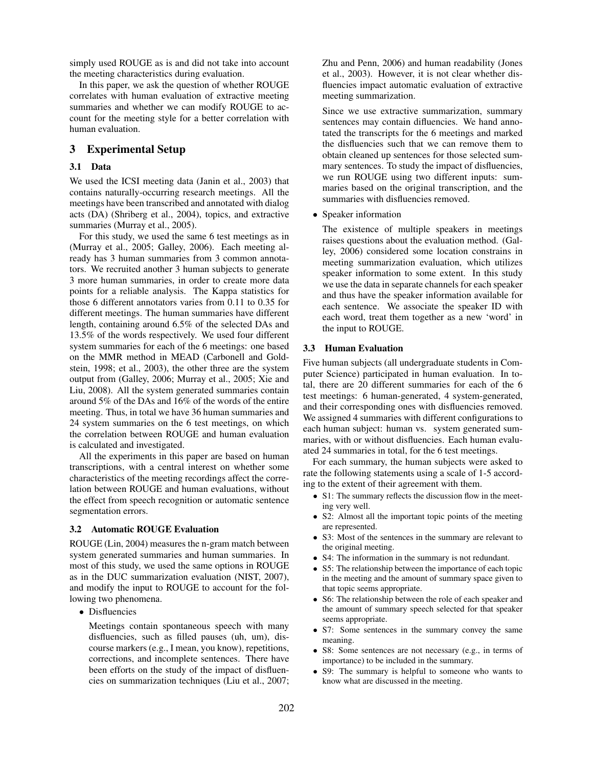simply used ROUGE as is and did not take into account the meeting characteristics during evaluation.

In this paper, we ask the question of whether ROUGE correlates with human evaluation of extractive meeting summaries and whether we can modify ROUGE to account for the meeting style for a better correlation with human evaluation.

## 3 Experimental Setup

### 3.1 Data

We used the ICSI meeting data (Janin et al., 2003) that contains naturally-occurring research meetings. All the meetings have been transcribed and annotated with dialog acts (DA) (Shriberg et al., 2004), topics, and extractive summaries (Murray et al., 2005).

For this study, we used the same 6 test meetings as in (Murray et al., 2005; Galley, 2006). Each meeting already has 3 human summaries from 3 common annotators. We recruited another 3 human subjects to generate 3 more human summaries, in order to create more data points for a reliable analysis. The Kappa statistics for those 6 different annotators varies from 0.11 to 0.35 for different meetings. The human summaries have different length, containing around 6.5% of the selected DAs and 13.5% of the words respectively. We used four different system summaries for each of the 6 meetings: one based on the MMR method in MEAD (Carbonell and Goldstein, 1998; et al., 2003), the other three are the system output from (Galley, 2006; Murray et al., 2005; Xie and Liu, 2008). All the system generated summaries contain around 5% of the DAs and 16% of the words of the entire meeting. Thus, in total we have 36 human summaries and 24 system summaries on the 6 test meetings, on which the correlation between ROUGE and human evaluation is calculated and investigated.

All the experiments in this paper are based on human transcriptions, with a central interest on whether some characteristics of the meeting recordings affect the correlation between ROUGE and human evaluations, without the effect from speech recognition or automatic sentence segmentation errors.

### 3.2 Automatic ROUGE Evaluation

ROUGE (Lin, 2004) measures the n-gram match between system generated summaries and human summaries. In most of this study, we used the same options in ROUGE as in the DUC summarization evaluation (NIST, 2007), and modify the input to ROUGE to account for the following two phenomena.

- Disfluencies

  Meetings contain spontaneous speech with many disfluencies, such as filled pauses (uh, um), discourse markers (e.g., I mean, you know), repetitions, corrections, and incomplete sentences. There have been efforts on the study of the impact of disfluencies on summarization techniques (Liu et al., 2007; Zhu and Penn, 2006) and human readability (Jones et al., 2003). However, it is not clear whether disfluencies impact automatic evaluation of extractive meeting summarization.

  Since we use extractive summarization, summary sentences may contain difluencies. We hand annotated the transcripts for the 6 meetings and marked the disfluencies such that we can remove them to obtain cleaned up sentences for those selected summary sentences. To study the impact of disfluencies, we run ROUGE using two different inputs: summaries based on the original transcription, and the summaries with disfluencies removed.

- Speaker information

  The existence of multiple speakers in meetings raises questions about the evaluation method. (Galley, 2006) considered some location constrains in meeting summarization evaluation, which utilizes speaker information to some extent. In this study we use the data in separate channels for each speaker and thus have the speaker information available for each sentence. We associate the speaker ID with each word, treat them together as a new 'word' in the input to ROUGE.

### 3.3 Human Evaluation

Five human subjects (all undergraduate students in Computer Science) participated in human evaluation. In total, there are 20 different summaries for each of the 6 test meetings: 6 human-generated, 4 system-generated, and their corresponding ones with disfluencies removed. We assigned 4 summaries with different configurations to each human subject: human vs. system generated summaries, with or without disfluencies. Each human evaluated 24 summaries in total, for the 6 test meetings.

For each summary, the human subjects were asked to rate the following statements using a scale of 1-5 according to the extent of their agreement with them.

- S1: The summary reflects the discussion flow in the meeting very well.
- S2: Almost all the important topic points of the meeting are represented.
- S3: Most of the sentences in the summary are relevant to the original meeting.
- S4: The information in the summary is not redundant.
- S5: The relationship between the importance of each topic in the meeting and the amount of summary space given to that topic seems appropriate.
- S6: The relationship between the role of each speaker and the amount of summary speech selected for that speaker seems appropriate.
- S7: Some sentences in the summary convey the same meaning.
- S8: Some sentences are not necessary (e.g., in terms of importance) to be included in the summary.
- S9: The summary is helpful to someone who wants to know what are discussed in the meeting.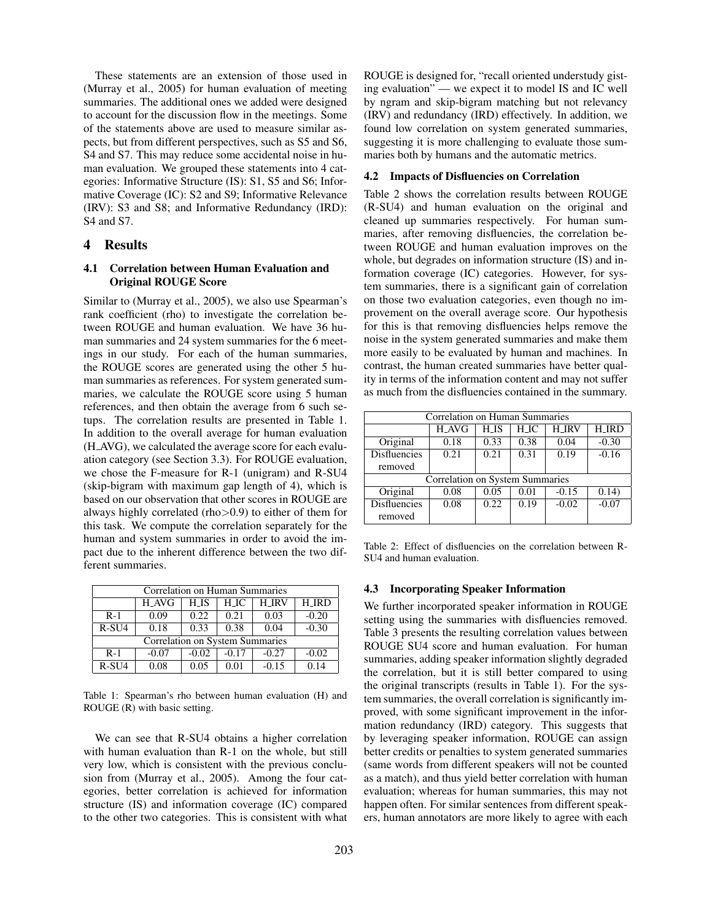These statements are an extension of those used in (Murray et al., 2005) for human evaluation of meeting summaries. The additional ones we added were designed to account for the discussion flow in the meetings. Some of the statements above are used to measure similar aspects, but from different perspectives, such as S5 and S6, S4 and S7. This may reduce some accidental noise in human evaluation. We grouped these statements into 4 categories: Informative Structure (IS): S1, S5 and S6; Informative Coverage (IC): S2 and S9; Informative Relevance (IRV): S3 and S8; and Informative Redundancy (IRD): S4 and S7.

## 4 Results

### 4.1 Correlation between Human Evaluation and Original ROUGE Score

Similar to (Murray et al., 2005), we also use Spearman's rank coefficient (rho) to investigate the correlation between ROUGE and human evaluation. We have 36 human summaries and 24 system summaries for the 6 meetings in our study. For each of the human summaries, the ROUGE scores are generated using the other 5 human summaries as references. For system generated summaries, we calculate the ROUGE score using 5 human references, and then obtain the average from 6 such setups. The correlation results are presented in Table 1. In addition to the overall average for human evaluation (H_AVG), we calculated the average score for each evaluation category (see Section 3.3). For ROUGE evaluation, we chose the F-measure for R-1 (unigram) and R-SU4 (skip-bigram with maximum gap length of 4), which is based on our observation that other scores in ROUGE are always highly correlated (rho>0.9) to either of them for this task. We compute the correlation separately for the human and system summaries in order to avoid the impact due to the inherent difference between the two different summaries.

| Correlation on Human Summaries | | | | | |
|---|---|---|---|---|---|
| | H_AVG | H_IS | H_IC | H_IRV | H_IRD |
| R-1 | 0.09 | 0.22 | 0.21 | 0.03 | -0.20 |
| R-SU4 | 0.18 | 0.33 | 0.38 | 0.04 | -0.30 |
| **Correlation on System Summaries** | | | | | |
| R-1 | -0.07 | -0.02 | -0.17 | -0.27 | -0.02 |
| R-SU4 | 0.08 | 0.05 | 0.01 | -0.15 | 0.14 |

Table 1: Spearman's rho between human evaluation (H) and ROUGE (R) with basic setting.

We can see that R-SU4 obtains a higher correlation with human evaluation than R-1 on the whole, but still very low, which is consistent with the previous conclusion from (Murray et al., 2005). Among the four categories, better correlation is achieved for information structure (IS) and information coverage (IC) compared to the other two categories. This is consistent with what ROUGE is designed for, "recall oriented understudy gisting evaluation" — we expect it to model IS and IC well by ngram and skip-bigram matching but not relevancy (IRV) and redundancy (IRD) effectively. In addition, we found low correlation on system generated summaries, suggesting it is more challenging to evaluate those summaries both by humans and the automatic metrics.

### 4.2 Impacts of Disfluencies on Correlation

Table 2 shows the correlation results between ROUGE (R-SU4) and human evaluation on the original and cleaned up summaries respectively. For human summaries, after removing disfluencies, the correlation between ROUGE and human evaluation improves on the whole, but degrades on information structure (IS) and information coverage (IC) categories. However, for system summaries, there is a significant gain of correlation on those two evaluation categories, even though no improvement on the overall average score. Our hypothesis for this is that removing disfluencies helps remove the noise in the system generated summaries and make them more easily to be evaluated by human and machines. In contrast, the human created summaries have better quality in terms of the information content and may not suffer as much from the disfluencies contained in the summary.

| Correlation on Human Summaries | | | | | |
|---|---|---|---|---|---|
| | H_AVG | H_IS | H_IC | H_IRV | H_IRD |
| Original | 0.18 | 0.33 | 0.38 | 0.04 | -0.30 |
| Disfluencies removed | 0.21 | 0.21 | 0.31 | 0.19 | -0.16 |
| **Correlation on System Summaries** | | | | | |
| Original | 0.08 | 0.05 | 0.01 | -0.15 | 0.14) |
| Disfluencies removed | 0.08 | 0.22 | 0.19 | -0.02 | -0.07 |

Table 2: Effect of disfluencies on the correlation between R-SU4 and human evaluation.

### 4.3 Incorporating Speaker Information

We further incorporated speaker information in ROUGE setting using the summaries with disfluencies removed. Table 3 presents the resulting correlation values between ROUGE SU4 score and human evaluation. For human summaries, adding speaker information slightly degraded the correlation, but it is still better compared to using the original transcripts (results in Table 1). For the system summaries, the overall correlation is significantly improved, with some significant improvement in the information redundancy (IRD) category. This suggests that by leveraging speaker information, ROUGE can assign better credits or penalties to system generated summaries (same words from different speakers will not be counted as a match), and thus yield better correlation with human evaluation; whereas for human summaries, this may not happen often. For similar sentences from different speakers, human annotators are more likely to agree with each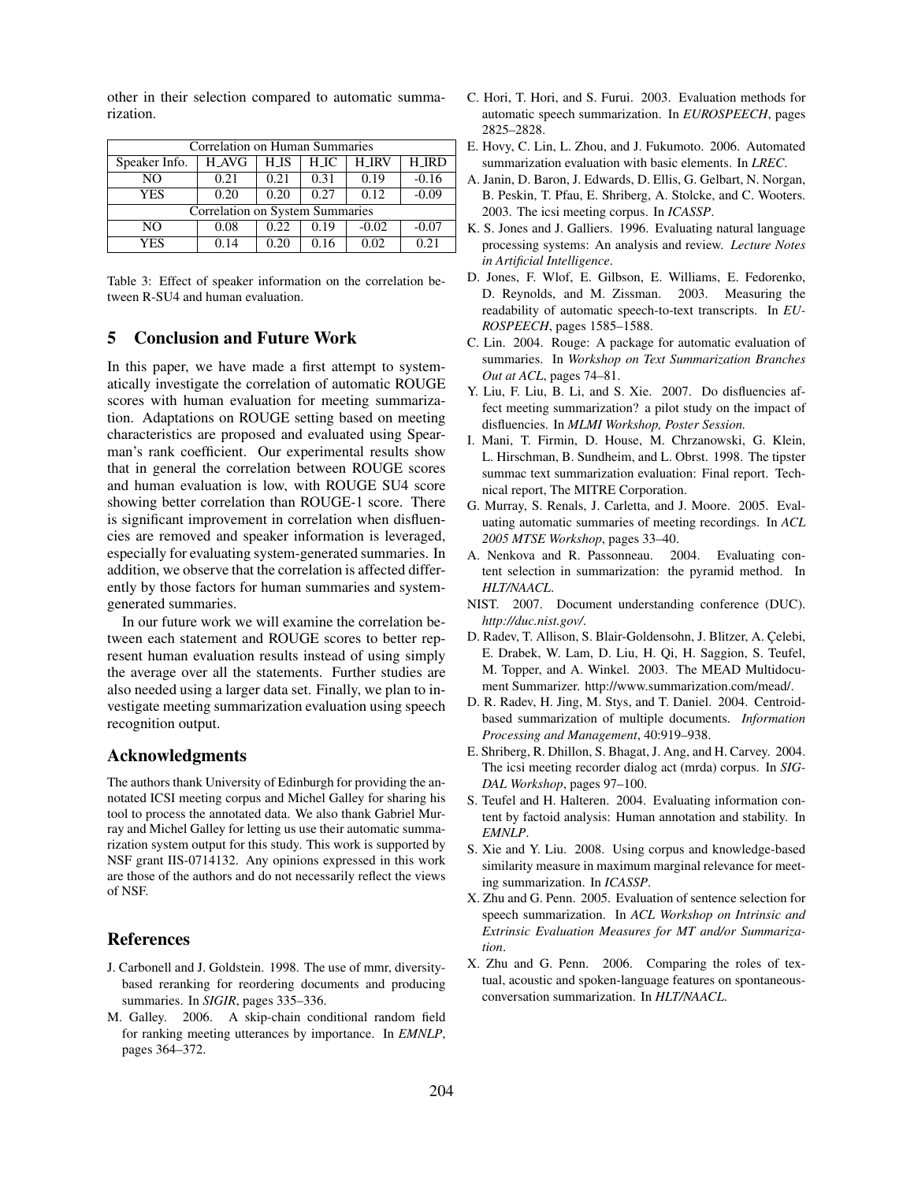other in their selection compared to automatic summarization.

| Correlation on Human Summaries | | | | | |
|---|---|---|---|---|---|
| Speaker Info. | H_AVG | H_IS | H_IC | H_IRV | H_IRD |
| NO | 0.21 | 0.21 | 0.31 | 0.19 | -0.16 |
| YES | 0.20 | 0.20 | 0.27 | 0.12 | -0.09 |
| Correlation on System Summaries | | | | | |
| NO | 0.08 | 0.22 | 0.19 | -0.02 | -0.07 |
| YES | 0.14 | 0.20 | 0.16 | 0.02 | 0.21 |

Table 3: Effect of speaker information on the correlation between R-SU4 and human evaluation.

## 5 Conclusion and Future Work

In this paper, we have made a first attempt to systematically investigate the correlation of automatic ROUGE scores with human evaluation for meeting summarization. Adaptations on ROUGE setting based on meeting characteristics are proposed and evaluated using Spearman's rank coefficient. Our experimental results show that in general the correlation between ROUGE scores and human evaluation is low, with ROUGE SU4 score showing better correlation than ROUGE-1 score. There is significant improvement in correlation when disfluencies are removed and speaker information is leveraged, especially for evaluating system-generated summaries. In addition, we observe that the correlation is affected differently by those factors for human summaries and system-generated summaries.

In our future work we will examine the correlation between each statement and ROUGE scores to better represent human evaluation results instead of using simply the average over all the statements. Further studies are also needed using a larger data set. Finally, we plan to investigate meeting summarization evaluation using speech recognition output.

## Acknowledgments

The authors thank University of Edinburgh for providing the annotated ICSI meeting corpus and Michel Galley for sharing his tool to process the annotated data. We also thank Gabriel Murray and Michel Galley for letting us use their automatic summarization system output for this study. This work is supported by NSF grant IIS-0714132. Any opinions expressed in this work are those of the authors and do not necessarily reflect the views of NSF.

## References

J. Carbonell and J. Goldstein. 1998. The use of mmr, diversity-based reranking for reordering documents and producing summaries. In *SIGIR*, pages 335–336.

M. Galley. 2006. A skip-chain conditional random field for ranking meeting utterances by importance. In *EMNLP*, pages 364–372.

C. Hori, T. Hori, and S. Furui. 2003. Evaluation methods for automatic speech summarization. In *EUROSPEECH*, pages 2825–2828.

E. Hovy, C. Lin, L. Zhou, and J. Fukumoto. 2006. Automated summarization evaluation with basic elements. In *LREC*.

A. Janin, D. Baron, J. Edwards, D. Ellis, G. Gelbart, N. Norgan, B. Peskin, T. Pfau, E. Shriberg, A. Stolcke, and C. Wooters. 2003. The icsi meeting corpus. In *ICASSP*.

K. S. Jones and J. Galliers. 1996. Evaluating natural language processing systems: An analysis and review. *Lecture Notes in Artificial Intelligence*.

D. Jones, F. Wlof, E. Gilbson, E. Williams, E. Fedorenko, D. Reynolds, and M. Zissman. 2003. Measuring the readability of automatic speech-to-text transcripts. In *EUROSPEECH*, pages 1585–1588.

C. Lin. 2004. Rouge: A package for automatic evaluation of summaries. In *Workshop on Text Summarization Branches Out at ACL*, pages 74–81.

Y. Liu, F. Liu, B. Li, and S. Xie. 2007. Do disfluencies affect meeting summarization? a pilot study on the impact of disfluencies. In *MLMI Workshop, Poster Session.*

I. Mani, T. Firmin, D. House, M. Chrzanowski, G. Klein, L. Hirschman, B. Sundheim, and L. Obrst. 1998. The tipster summac text summarization evaluation: Final report. Technical report, The MITRE Corporation.

G. Murray, S. Renals, J. Carletta, and J. Moore. 2005. Evaluating automatic summaries of meeting recordings. In *ACL 2005 MTSE Workshop*, pages 33–40.

A. Nenkova and R. Passonneau. 2004. Evaluating content selection in summarization: the pyramid method. In *HLT/NAACL*.

NIST. 2007. Document understanding conference (DUC). *http://duc.nist.gov/*.

D. Radev, T. Allison, S. Blair-Goldensohn, J. Blitzer, A. Çelebi, E. Drabek, W. Lam, D. Liu, H. Qi, H. Saggion, S. Teufel, M. Topper, and A. Winkel. 2003. The MEAD Multidocument Summarizer. http://www.summarization.com/mead/.

D. R. Radev, H. Jing, M. Stys, and T. Daniel. 2004. Centroid-based summarization of multiple documents. *Information Processing and Management*, 40:919–938.

E. Shriberg, R. Dhillon, S. Bhagat, J. Ang, and H. Carvey. 2004. The icsi meeting recorder dialog act (mrda) corpus. In *SIGDAL Workshop*, pages 97–100.

S. Teufel and H. Halteren. 2004. Evaluating information content by factoid analysis: Human annotation and stability. In *EMNLP*.

S. Xie and Y. Liu. 2008. Using corpus and knowledge-based similarity measure in maximum marginal relevance for meeting summarization. In *ICASSP*.

X. Zhu and G. Penn. 2005. Evaluation of sentence selection for speech summarization. In *ACL Workshop on Intrinsic and Extrinsic Evaluation Measures for MT and/or Summarization*.

X. Zhu and G. Penn. 2006. Comparing the roles of textual, acoustic and spoken-language features on spontaneous-conversation summarization. In *HLT/NAACL*.